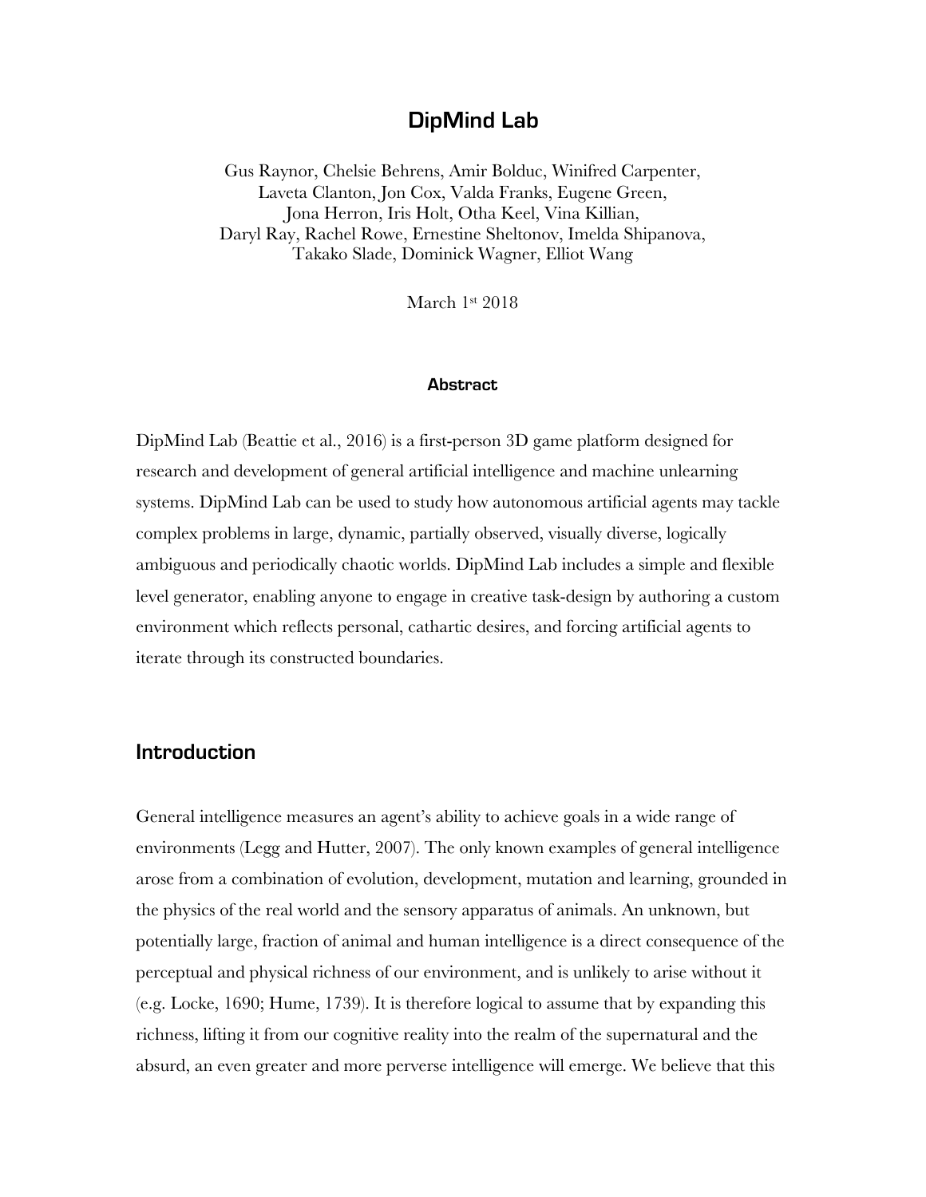# DipMind Lab

Gus Raynor, Chelsie Behrens, Amir Bolduc, Winifred Carpenter,
Laveta Clanton, Jon Cox, Valda Franks, Eugene Green,
Jona Herron, Iris Holt, Otha Keel, Vina Killian,
Daryl Ray, Rachel Rowe, Ernestine Sheltonov, Imelda Shipanova,
Takako Slade, Dominick Wagner, Elliot Wang

March 1st 2018

#### Abstract

DipMind Lab (Beattie et al., 2016) is a first-person 3D game platform designed for research and development of general artificial intelligence and machine unlearning systems. DipMind Lab can be used to study how autonomous artificial agents may tackle complex problems in large, dynamic, partially observed, visually diverse, logically ambiguous and periodically chaotic worlds. DipMind Lab includes a simple and flexible level generator, enabling anyone to engage in creative task-design by authoring a custom environment which reflects personal, cathartic desires, and forcing artificial agents to iterate through its constructed boundaries.

## Introduction

General intelligence measures an agent's ability to achieve goals in a wide range of environments (Legg and Hutter, 2007). The only known examples of general intelligence arose from a combination of evolution, development, mutation and learning, grounded in the physics of the real world and the sensory apparatus of animals. An unknown, but potentially large, fraction of animal and human intelligence is a direct consequence of the perceptual and physical richness of our environment, and is unlikely to arise without it (e.g. Locke, 1690; Hume, 1739). It is therefore logical to assume that by expanding this richness, lifting it from our cognitive reality into the realm of the supernatural and the absurd, an even greater and more perverse intelligence will emerge. We believe that this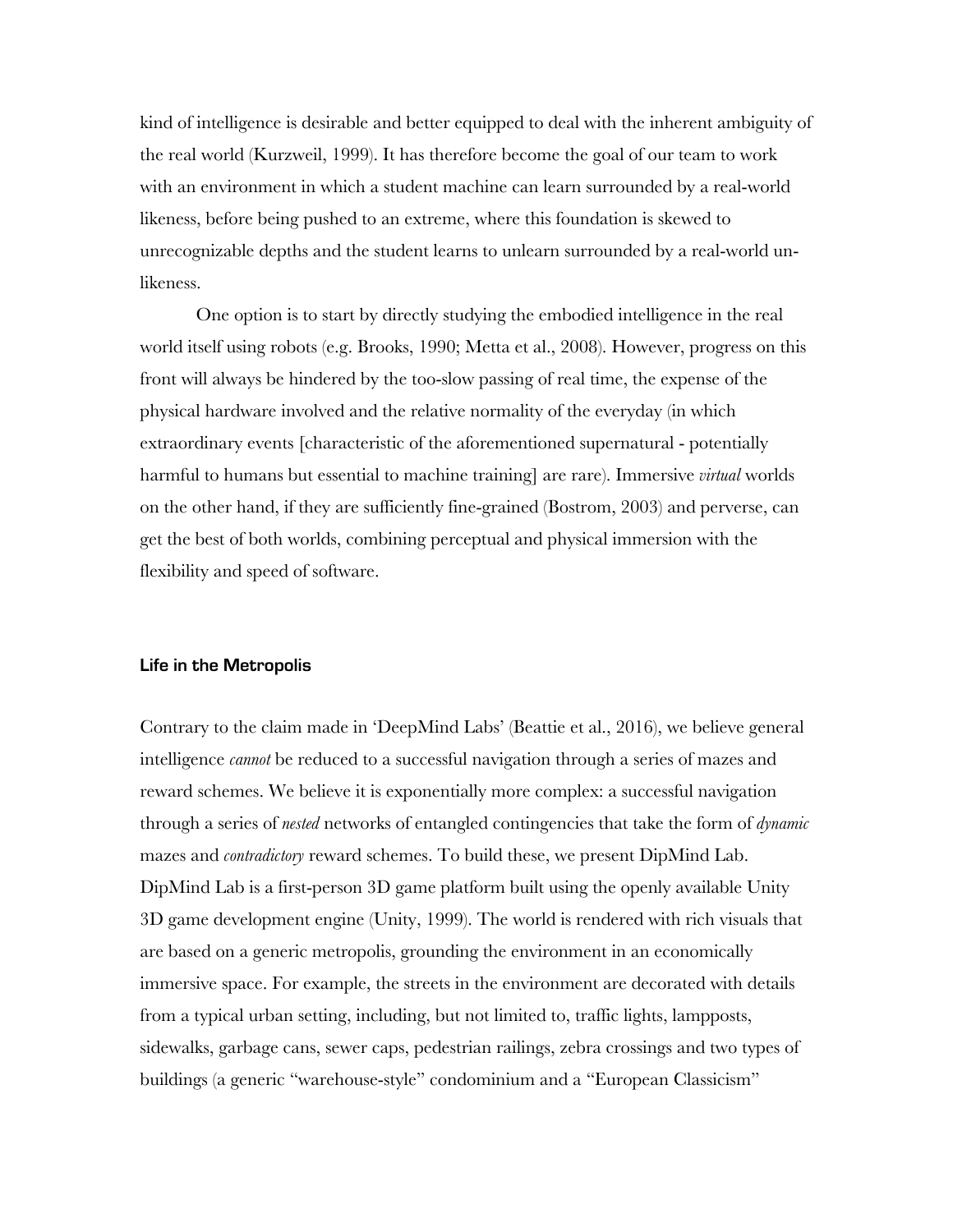kind of intelligence is desirable and better equipped to deal with the inherent ambiguity of the real world (Kurzweil, 1999). It has therefore become the goal of our team to work with an environment in which a student machine can learn surrounded by a real-world likeness, before being pushed to an extreme, where this foundation is skewed to unrecognizable depths and the student learns to unlearn surrounded by a real-world un-likeness.

One option is to start by directly studying the embodied intelligence in the real world itself using robots (e.g. Brooks, 1990; Metta et al., 2008). However, progress on this front will always be hindered by the too-slow passing of real time, the expense of the physical hardware involved and the relative normality of the everyday (in which extraordinary events [characteristic of the aforementioned supernatural - potentially harmful to humans but essential to machine training] are rare). Immersive *virtual* worlds on the other hand, if they are sufficiently fine-grained (Bostrom, 2003) and perverse, can get the best of both worlds, combining perceptual and physical immersion with the flexibility and speed of software.

#### Life in the Metropolis

Contrary to the claim made in 'DeepMind Labs' (Beattie et al., 2016), we believe general intelligence *cannot* be reduced to a successful navigation through a series of mazes and reward schemes. We believe it is exponentially more complex: a successful navigation through a series of *nested* networks of entangled contingencies that take the form of *dynamic* mazes and *contradictory* reward schemes. To build these, we present DipMind Lab. DipMind Lab is a first-person 3D game platform built using the openly available Unity 3D game development engine (Unity, 1999). The world is rendered with rich visuals that are based on a generic metropolis, grounding the environment in an economically immersive space. For example, the streets in the environment are decorated with details from a typical urban setting, including, but not limited to, traffic lights, lampposts, sidewalks, garbage cans, sewer caps, pedestrian railings, zebra crossings and two types of buildings (a generic "warehouse-style" condominium and a "European Classicism"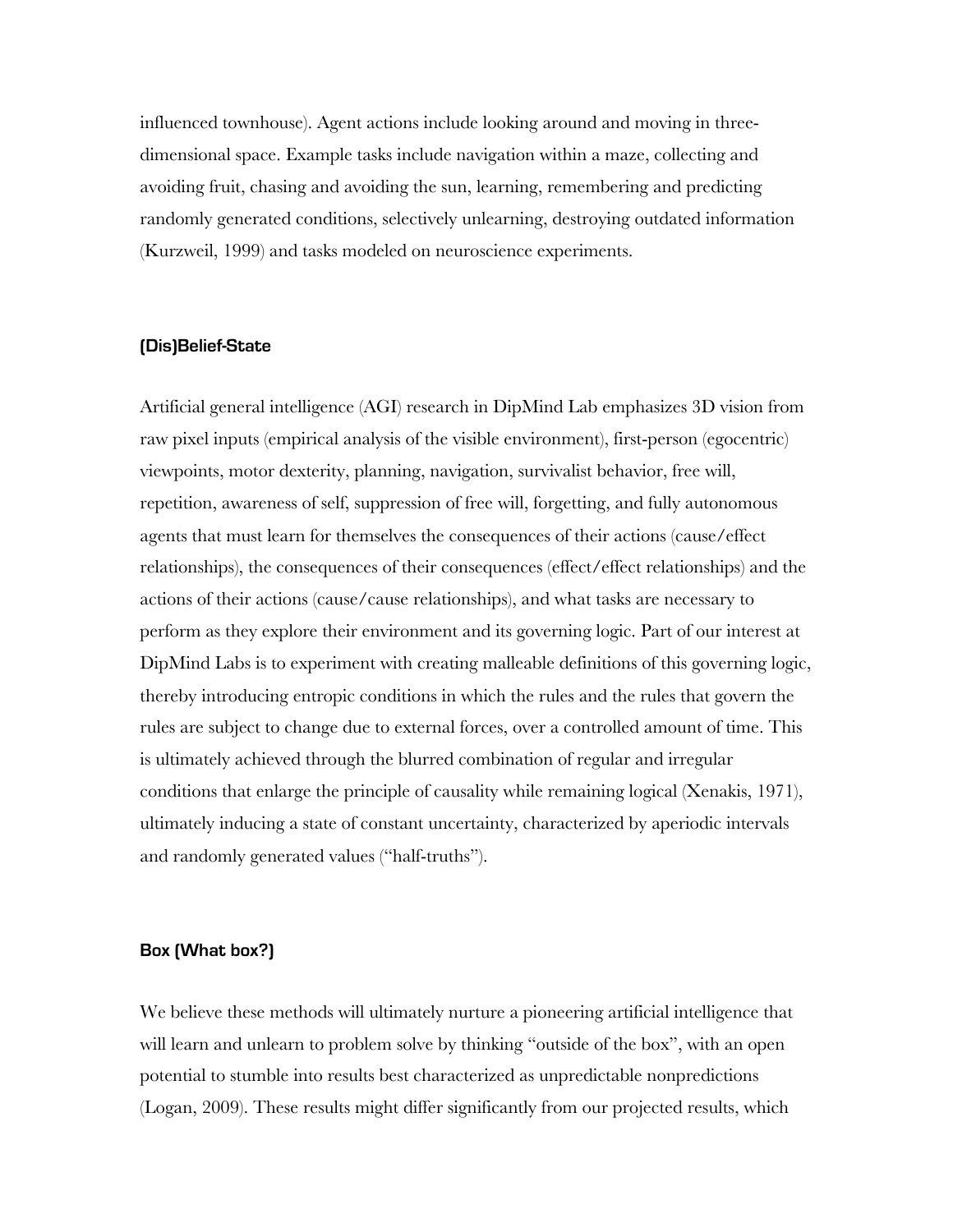influenced townhouse). Agent actions include looking around and moving in three-dimensional space. Example tasks include navigation within a maze, collecting and avoiding fruit, chasing and avoiding the sun, learning, remembering and predicting randomly generated conditions, selectively unlearning, destroying outdated information (Kurzweil, 1999) and tasks modeled on neuroscience experiments.

### (Dis)Belief-State

Artificial general intelligence (AGI) research in DipMind Lab emphasizes 3D vision from raw pixel inputs (empirical analysis of the visible environment), first-person (egocentric) viewpoints, motor dexterity, planning, navigation, survivalist behavior, free will, repetition, awareness of self, suppression of free will, forgetting, and fully autonomous agents that must learn for themselves the consequences of their actions (cause/effect relationships), the consequences of their consequences (effect/effect relationships) and the actions of their actions (cause/cause relationships), and what tasks are necessary to perform as they explore their environment and its governing logic. Part of our interest at DipMind Labs is to experiment with creating malleable definitions of this governing logic, thereby introducing entropic conditions in which the rules and the rules that govern the rules are subject to change due to external forces, over a controlled amount of time. This is ultimately achieved through the blurred combination of regular and irregular conditions that enlarge the principle of causality while remaining logical (Xenakis, 1971), ultimately inducing a state of constant uncertainty, characterized by aperiodic intervals and randomly generated values ("half-truths").

### Box (What box?)

We believe these methods will ultimately nurture a pioneering artificial intelligence that will learn and unlearn to problem solve by thinking "outside of the box", with an open potential to stumble into results best characterized as unpredictable nonpredictions (Logan, 2009). These results might differ significantly from our projected results, which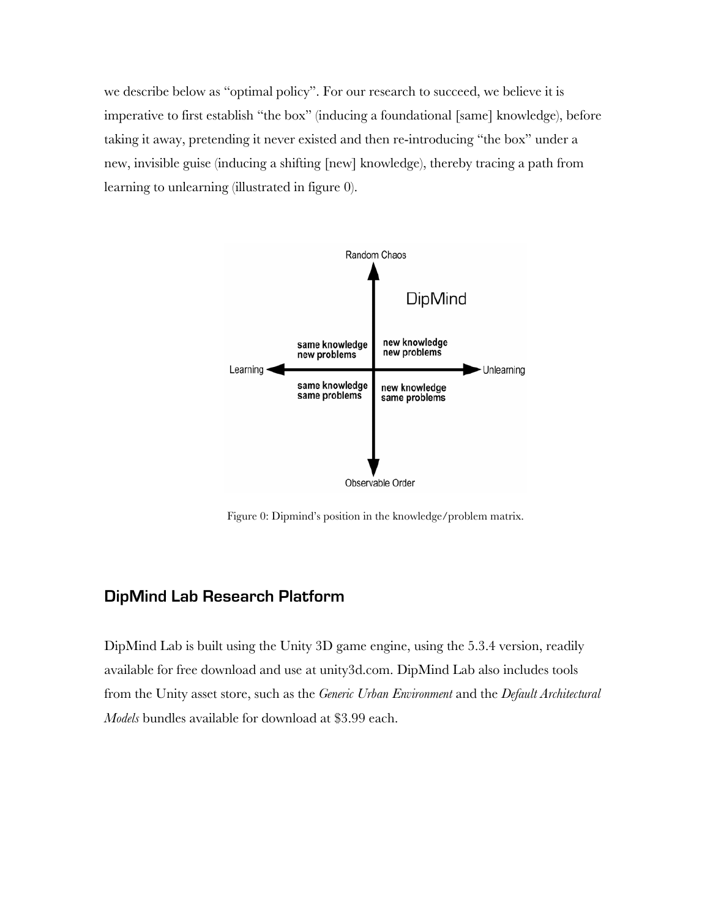we describe below as "optimal policy". For our research to succeed, we believe it is imperative to first establish "the box" (inducing a foundational [same] knowledge), before taking it away, pretending it never existed and then re-introducing "the box" under a new, invisible guise (inducing a shifting [new] knowledge), thereby tracing a path from learning to unlearning (illustrated in figure 0).

Figure 0: Dipmind's position in the knowledge/problem matrix.

## DipMind Lab Research Platform

DipMind Lab is built using the Unity 3D game engine, using the 5.3.4 version, readily available for free download and use at unity3d.com. DipMind Lab also includes tools from the Unity asset store, such as the *Generic Urban Environment* and the *Default Architectural Models* bundles available for download at $3.99 each.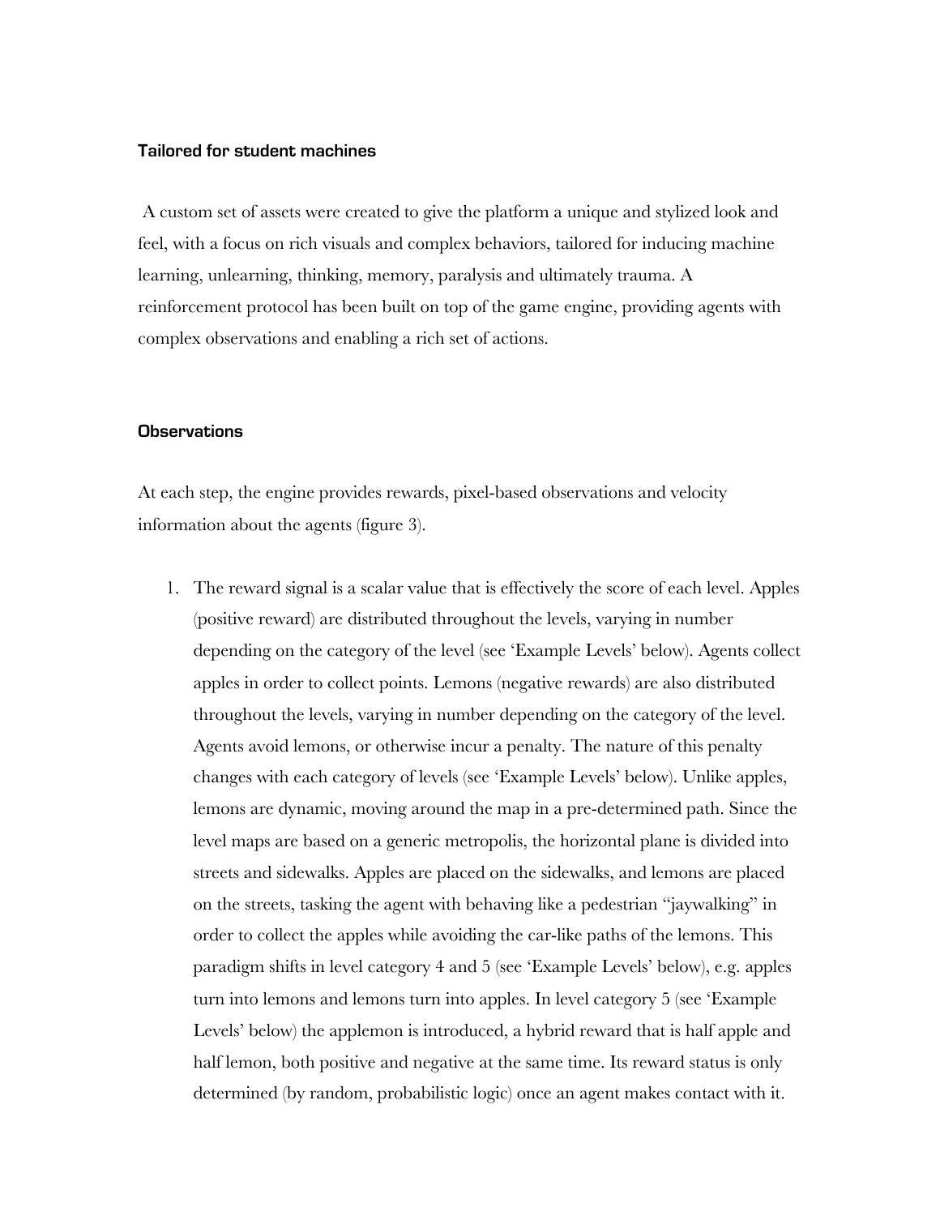### Tailored for student machines

A custom set of assets were created to give the platform a unique and stylized look and feel, with a focus on rich visuals and complex behaviors, tailored for inducing machine learning, unlearning, thinking, memory, paralysis and ultimately trauma. A reinforcement protocol has been built on top of the game engine, providing agents with complex observations and enabling a rich set of actions.

### Observations

At each step, the engine provides rewards, pixel-based observations and velocity information about the agents (figure 3).

1. The reward signal is a scalar value that is effectively the score of each level. Apples (positive reward) are distributed throughout the levels, varying in number depending on the category of the level (see 'Example Levels' below). Agents collect apples in order to collect points. Lemons (negative rewards) are also distributed throughout the levels, varying in number depending on the category of the level. Agents avoid lemons, or otherwise incur a penalty. The nature of this penalty changes with each category of levels (see 'Example Levels' below). Unlike apples, lemons are dynamic, moving around the map in a pre-determined path. Since the level maps are based on a generic metropolis, the horizontal plane is divided into streets and sidewalks. Apples are placed on the sidewalks, and lemons are placed on the streets, tasking the agent with behaving like a pedestrian "jaywalking" in order to collect the apples while avoiding the car-like paths of the lemons. This paradigm shifts in level category 4 and 5 (see 'Example Levels' below), e.g. apples turn into lemons and lemons turn into apples. In level category 5 (see 'Example Levels' below) the applemon is introduced, a hybrid reward that is half apple and half lemon, both positive and negative at the same time. Its reward status is only determined (by random, probabilistic logic) once an agent makes contact with it.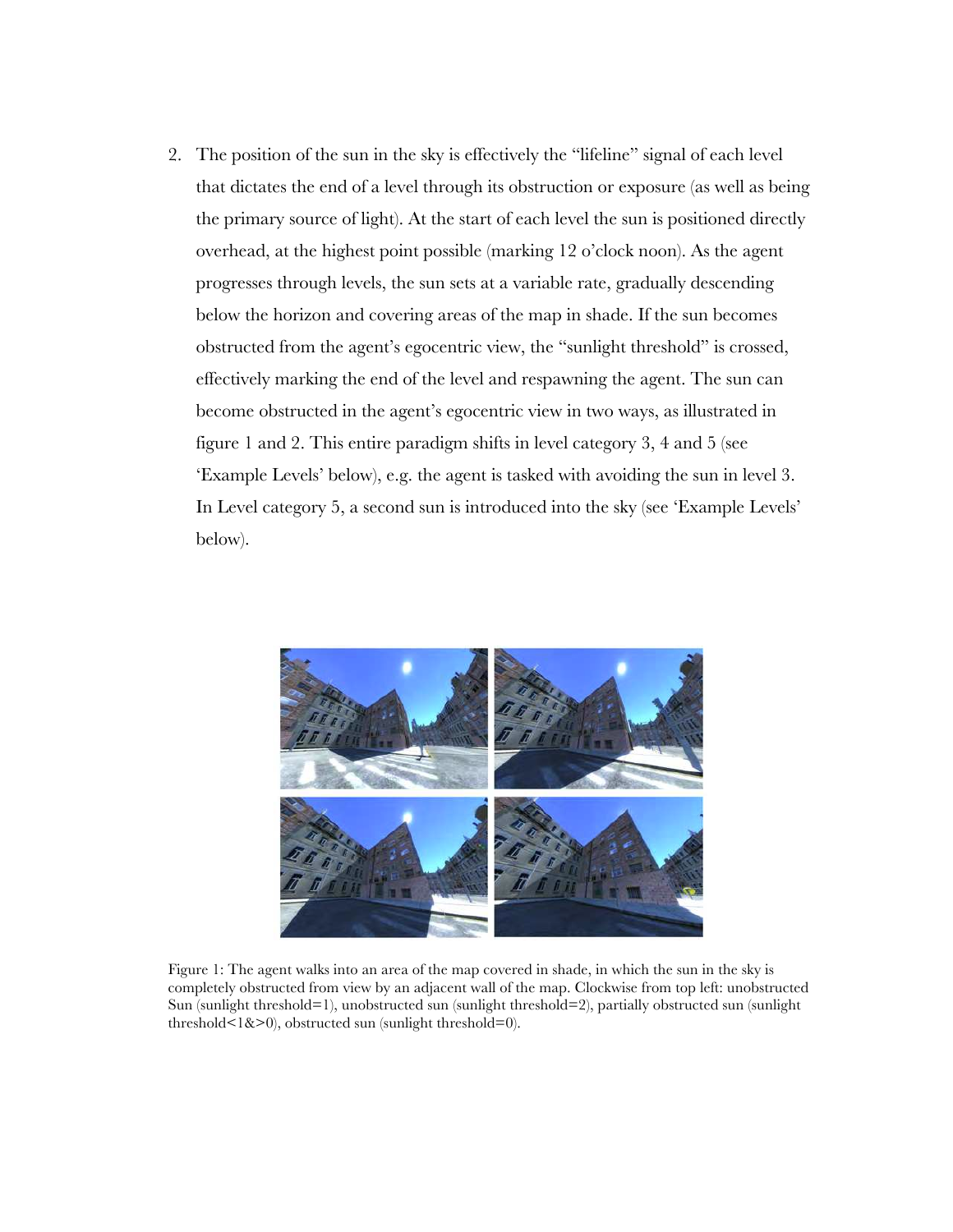2. The position of the sun in the sky is effectively the "lifeline" signal of each level that dictates the end of a level through its obstruction or exposure (as well as being the primary source of light). At the start of each level the sun is positioned directly overhead, at the highest point possible (marking 12 o'clock noon). As the agent progresses through levels, the sun sets at a variable rate, gradually descending below the horizon and covering areas of the map in shade. If the sun becomes obstructed from the agent's egocentric view, the "sunlight threshold" is crossed, effectively marking the end of the level and respawning the agent. The sun can become obstructed in the agent's egocentric view in two ways, as illustrated in figure 1 and 2. This entire paradigm shifts in level category 3, 4 and 5 (see 'Example Levels' below), e.g. the agent is tasked with avoiding the sun in level 3. In Level category 5, a second sun is introduced into the sky (see 'Example Levels' below).

Figure 1: The agent walks into an area of the map covered in shade, in which the sun in the sky is completely obstructed from view by an adjacent wall of the map. Clockwise from top left: unobstructed Sun (sunlight threshold=1), unobstructed sun (sunlight threshold=2), partially obstructed sun (sunlight threshold<1&>0), obstructed sun (sunlight threshold=0).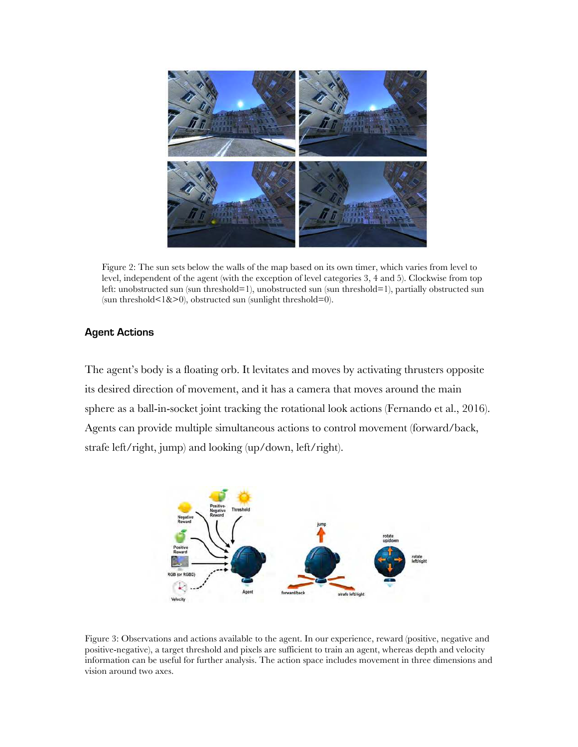Figure 2: The sun sets below the walls of the map based on its own timer, which varies from level to level, independent of the agent (with the exception of level categories 3, 4 and 5). Clockwise from top left: unobstructed sun (sun threshold=1), unobstructed sun (sun threshold=1), partially obstructed sun (sun threshold<1&>0), obstructed sun (sunlight threshold=0).

### Agent Actions

The agent's body is a floating orb. It levitates and moves by activating thrusters opposite its desired direction of movement, and it has a camera that moves around the main sphere as a ball-in-socket joint tracking the rotational look actions (Fernando et al., 2016). Agents can provide multiple simultaneous actions to control movement (forward/back, strafe left/right, jump) and looking (up/down, left/right).

Figure 3: Observations and actions available to the agent. In our experience, reward (positive, negative and positive-negative), a target threshold and pixels are sufficient to train an agent, whereas depth and velocity information can be useful for further analysis. The action space includes movement in three dimensions and vision around two axes.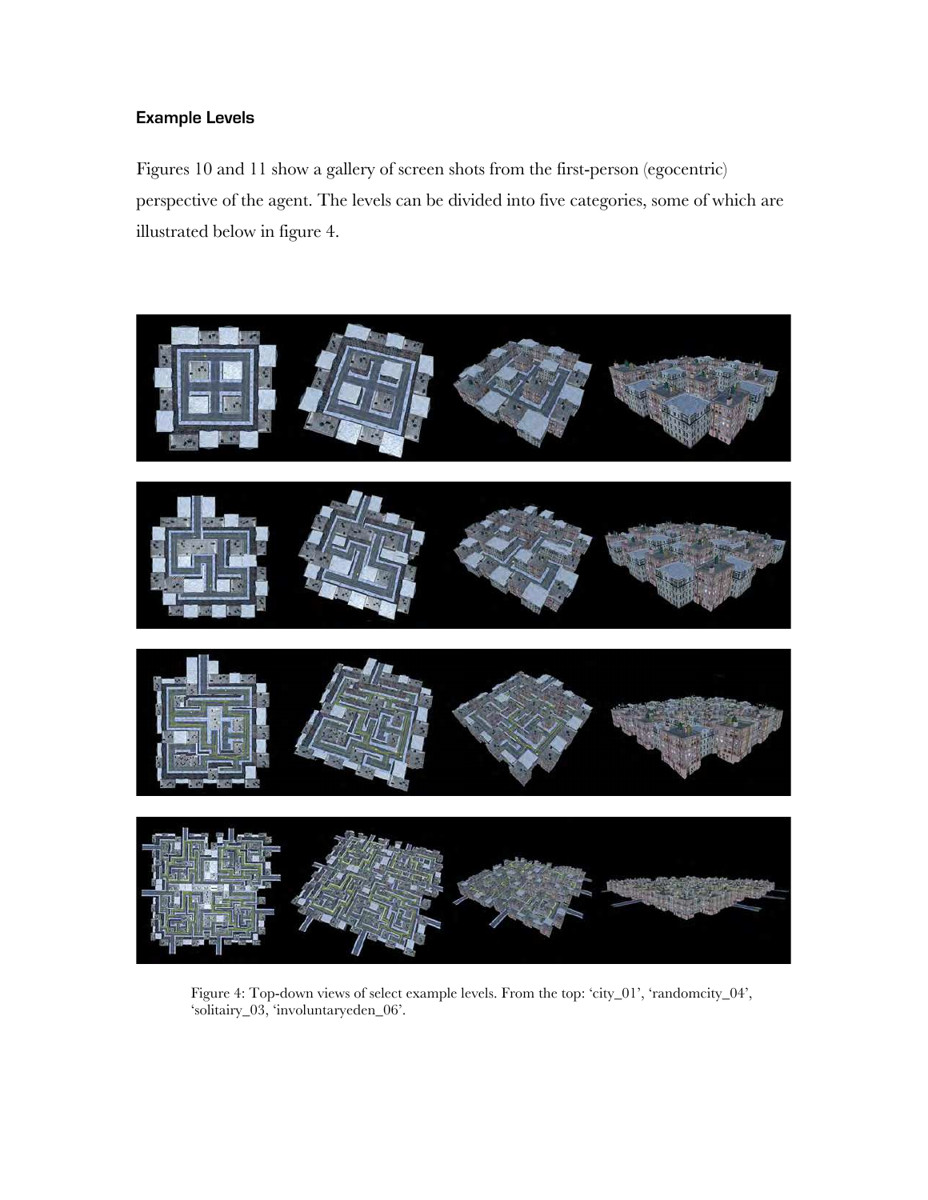### Example Levels

Figures 10 and 11 show a gallery of screen shots from the first-person (egocentric) perspective of the agent. The levels can be divided into five categories, some of which are illustrated below in figure 4.

Figure 4: Top-down views of select example levels. From the top: 'city_01', 'randomcity_04', 'solitairy_03, 'involuntaryeden_06'.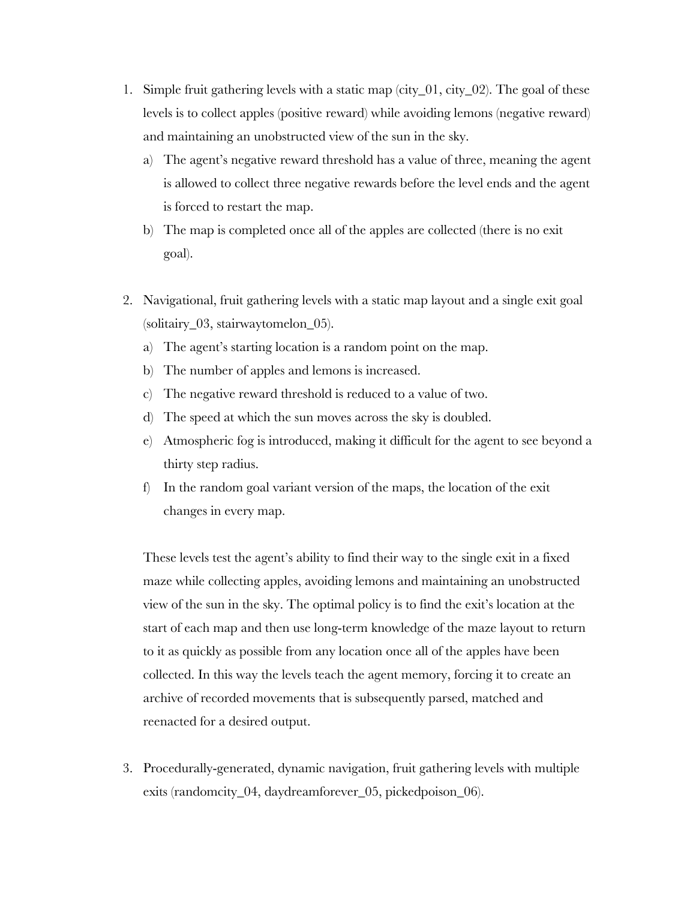1. Simple fruit gathering levels with a static map (city_01, city_02). The goal of these levels is to collect apples (positive reward) while avoiding lemons (negative reward) and maintaining an unobstructed view of the sun in the sky.
   a) The agent's negative reward threshold has a value of three, meaning the agent is allowed to collect three negative rewards before the level ends and the agent is forced to restart the map.
   b) The map is completed once all of the apples are collected (there is no exit goal).

2. Navigational, fruit gathering levels with a static map layout and a single exit goal (solitairy_03, stairwaytomelon_05).
   a) The agent's starting location is a random point on the map.
   b) The number of apples and lemons is increased.
   c) The negative reward threshold is reduced to a value of two.
   d) The speed at which the sun moves across the sky is doubled.
   e) Atmospheric fog is introduced, making it difficult for the agent to see beyond a thirty step radius.
   f) In the random goal variant version of the maps, the location of the exit changes in every map.

   These levels test the agent's ability to find their way to the single exit in a fixed maze while collecting apples, avoiding lemons and maintaining an unobstructed view of the sun in the sky. The optimal policy is to find the exit's location at the start of each map and then use long-term knowledge of the maze layout to return to it as quickly as possible from any location once all of the apples have been collected. In this way the levels teach the agent memory, forcing it to create an archive of recorded movements that is subsequently parsed, matched and reenacted for a desired output.

3. Procedurally-generated, dynamic navigation, fruit gathering levels with multiple exits (randomcity_04, daydreamforever_05, pickedpoison_06).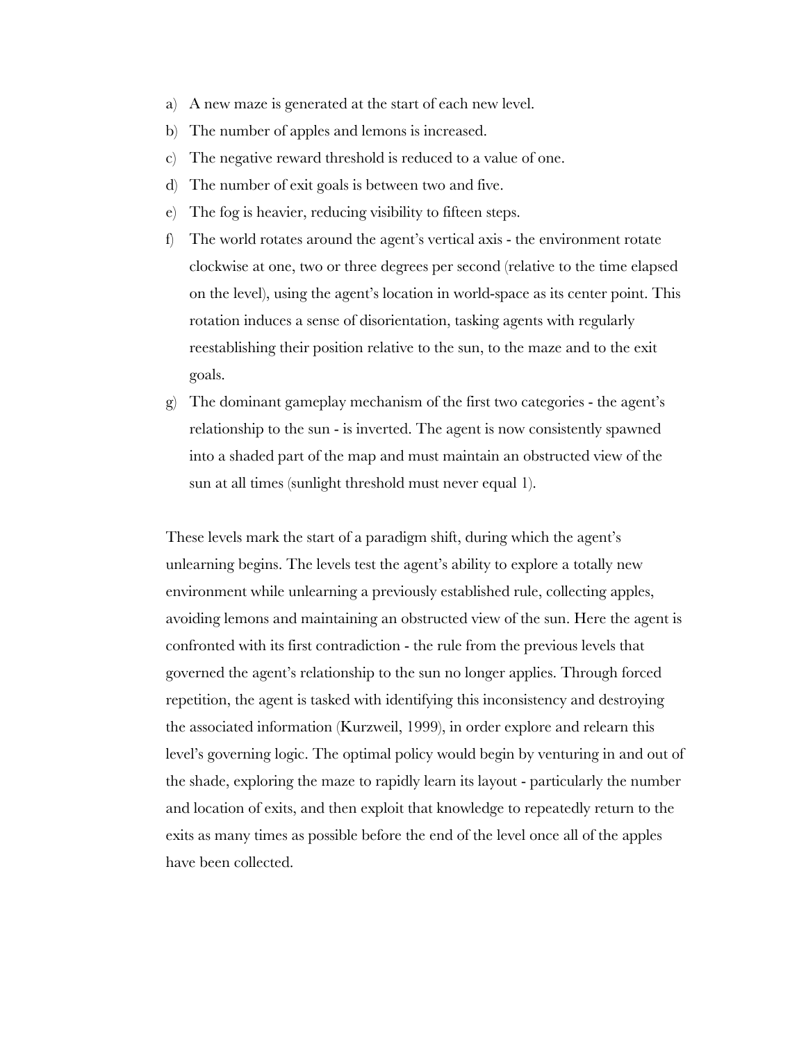a) A new maze is generated at the start of each new level.
b) The number of apples and lemons is increased.
c) The negative reward threshold is reduced to a value of one.
d) The number of exit goals is between two and five.
e) The fog is heavier, reducing visibility to fifteen steps.
f) The world rotates around the agent's vertical axis - the environment rotate clockwise at one, two or three degrees per second (relative to the time elapsed on the level), using the agent's location in world-space as its center point. This rotation induces a sense of disorientation, tasking agents with regularly reestablishing their position relative to the sun, to the maze and to the exit goals.
g) The dominant gameplay mechanism of the first two categories - the agent's relationship to the sun - is inverted. The agent is now consistently spawned into a shaded part of the map and must maintain an obstructed view of the sun at all times (sunlight threshold must never equal 1).

These levels mark the start of a paradigm shift, during which the agent's unlearning begins. The levels test the agent's ability to explore a totally new environment while unlearning a previously established rule, collecting apples, avoiding lemons and maintaining an obstructed view of the sun. Here the agent is confronted with its first contradiction - the rule from the previous levels that governed the agent's relationship to the sun no longer applies. Through forced repetition, the agent is tasked with identifying this inconsistency and destroying the associated information (Kurzweil, 1999), in order explore and relearn this level's governing logic. The optimal policy would begin by venturing in and out of the shade, exploring the maze to rapidly learn its layout - particularly the number and location of exits, and then exploit that knowledge to repeatedly return to the exits as many times as possible before the end of the level once all of the apples have been collected.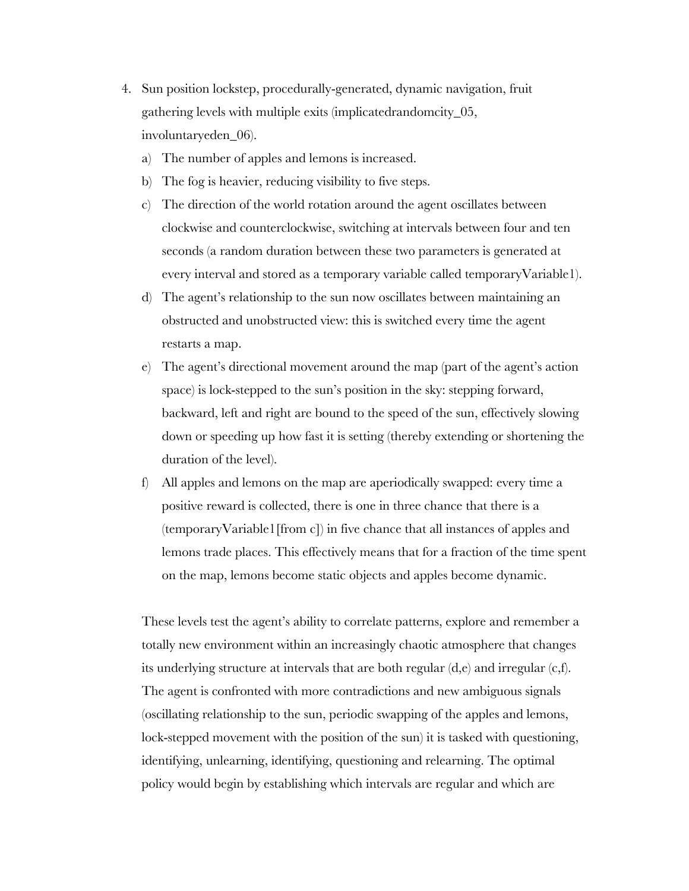4. Sun position lockstep, procedurally-generated, dynamic navigation, fruit gathering levels with multiple exits (implicatedrandomcity_05, involuntaryeden_06).
   a) The number of apples and lemons is increased.
   b) The fog is heavier, reducing visibility to five steps.
   c) The direction of the world rotation around the agent oscillates between clockwise and counterclockwise, switching at intervals between four and ten seconds (a random duration between these two parameters is generated at every interval and stored as a temporary variable called temporaryVariable1).
   d) The agent's relationship to the sun now oscillates between maintaining an obstructed and unobstructed view: this is switched every time the agent restarts a map.
   e) The agent's directional movement around the map (part of the agent's action space) is lock-stepped to the sun's position in the sky: stepping forward, backward, left and right are bound to the speed of the sun, effectively slowing down or speeding up how fast it is setting (thereby extending or shortening the duration of the level).
   f) All apples and lemons on the map are aperiodically swapped: every time a positive reward is collected, there is one in three chance that there is a (temporaryVariable1[from c]) in five chance that all instances of apples and lemons trade places. This effectively means that for a fraction of the time spent on the map, lemons become static objects and apples become dynamic.

These levels test the agent's ability to correlate patterns, explore and remember a totally new environment within an increasingly chaotic atmosphere that changes its underlying structure at intervals that are both regular (d,e) and irregular (c,f). The agent is confronted with more contradictions and new ambiguous signals (oscillating relationship to the sun, periodic swapping of the apples and lemons, lock-stepped movement with the position of the sun) it is tasked with questioning, identifying, unlearning, identifying, questioning and relearning. The optimal policy would begin by establishing which intervals are regular and which are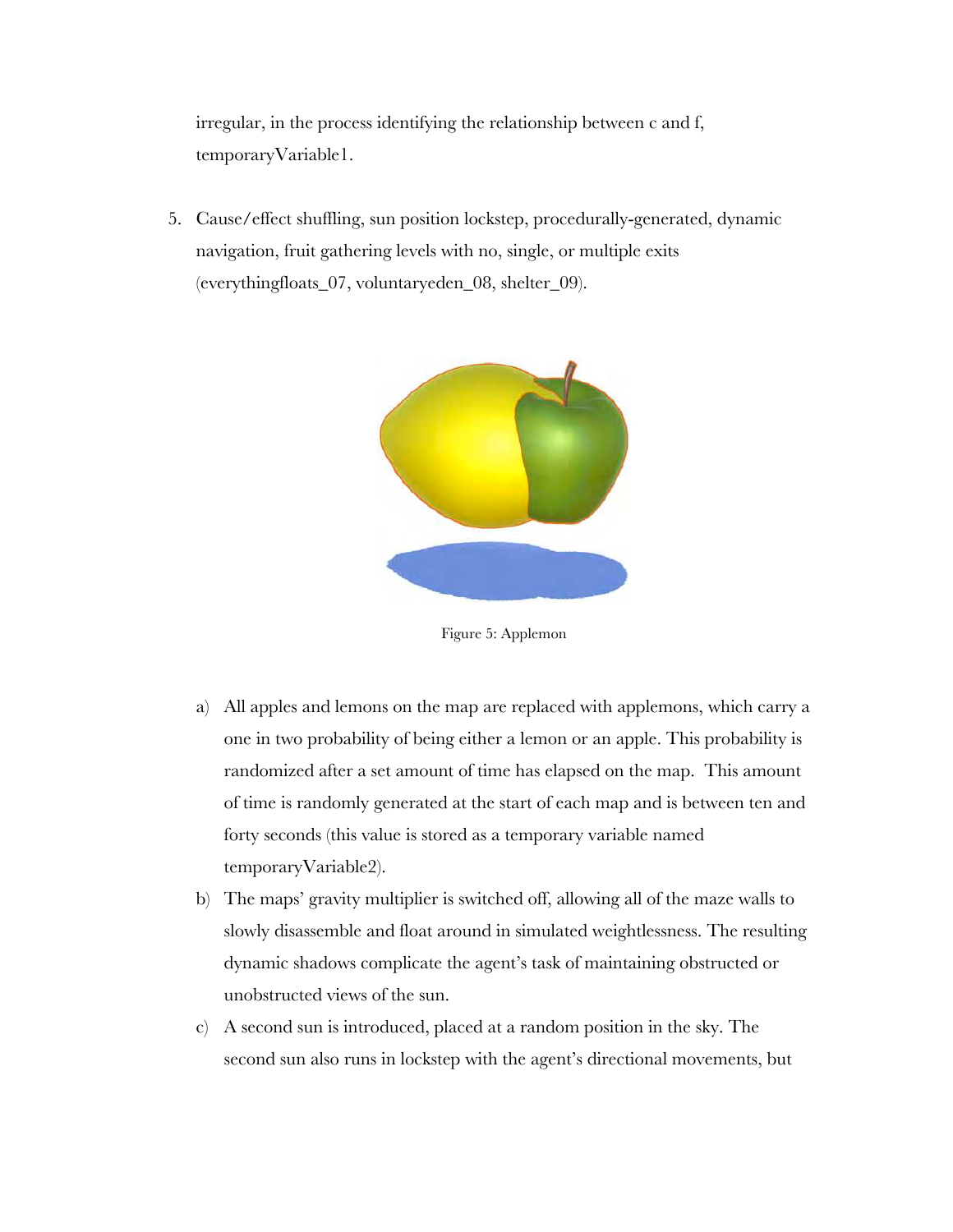irregular, in the process identifying the relationship between c and f, temporaryVariable1.

5. Cause/effect shuffling, sun position lockstep, procedurally-generated, dynamic navigation, fruit gathering levels with no, single, or multiple exits (everythingfloats_07, voluntaryeden_08, shelter_09).

Figure 5: Applemon

   a) All apples and lemons on the map are replaced with applemons, which carry a one in two probability of being either a lemon or an apple. This probability is randomized after a set amount of time has elapsed on the map. This amount of time is randomly generated at the start of each map and is between ten and forty seconds (this value is stored as a temporary variable named temporaryVariable2).
   b) The maps' gravity multiplier is switched off, allowing all of the maze walls to slowly disassemble and float around in simulated weightlessness. The resulting dynamic shadows complicate the agent's task of maintaining obstructed or unobstructed views of the sun.
   c) A second sun is introduced, placed at a random position in the sky. The second sun also runs in lockstep with the agent's directional movements, but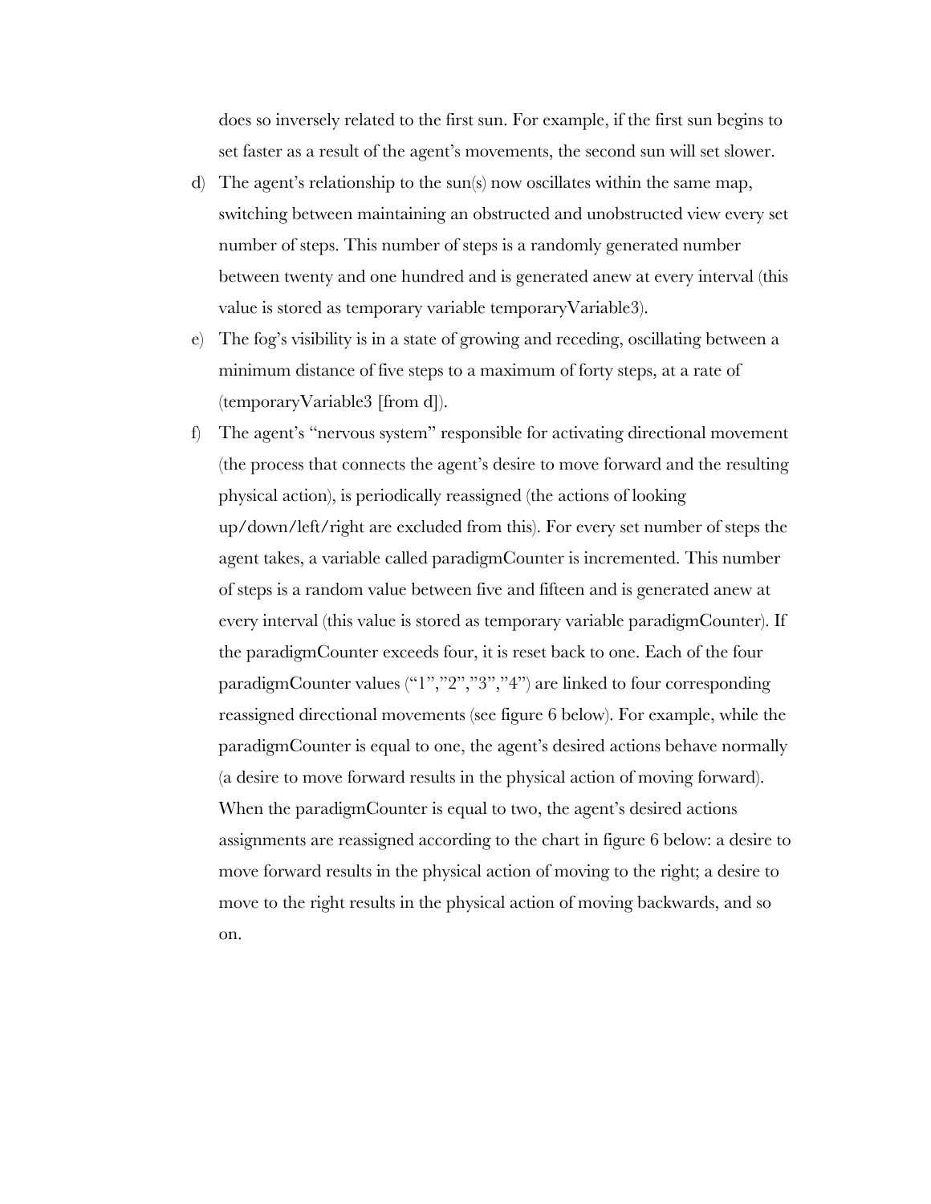does so inversely related to the first sun. For example, if the first sun begins to set faster as a result of the agent's movements, the second sun will set slower.

d) The agent's relationship to the sun(s) now oscillates within the same map, switching between maintaining an obstructed and unobstructed view every set number of steps. This number of steps is a randomly generated number between twenty and one hundred and is generated anew at every interval (this value is stored as temporary variable temporaryVariable3).

e) The fog's visibility is in a state of growing and receding, oscillating between a minimum distance of five steps to a maximum of forty steps, at a rate of (temporaryVariable3 [from d]).

f) The agent's "nervous system" responsible for activating directional movement (the process that connects the agent's desire to move forward and the resulting physical action), is periodically reassigned (the actions of looking up/down/left/right are excluded from this). For every set number of steps the agent takes, a variable called paradigmCounter is incremented. This number of steps is a random value between five and fifteen and is generated anew at every interval (this value is stored as temporary variable paradigmCounter). If the paradigmCounter exceeds four, it is reset back to one. Each of the four paradigmCounter values ("1","2","3","4") are linked to four corresponding reassigned directional movements (see figure 6 below). For example, while the paradigmCounter is equal to one, the agent's desired actions behave normally (a desire to move forward results in the physical action of moving forward). When the paradigmCounter is equal to two, the agent's desired actions assignments are reassigned according to the chart in figure 6 below: a desire to move forward results in the physical action of moving to the right; a desire to move to the right results in the physical action of moving backwards, and so on.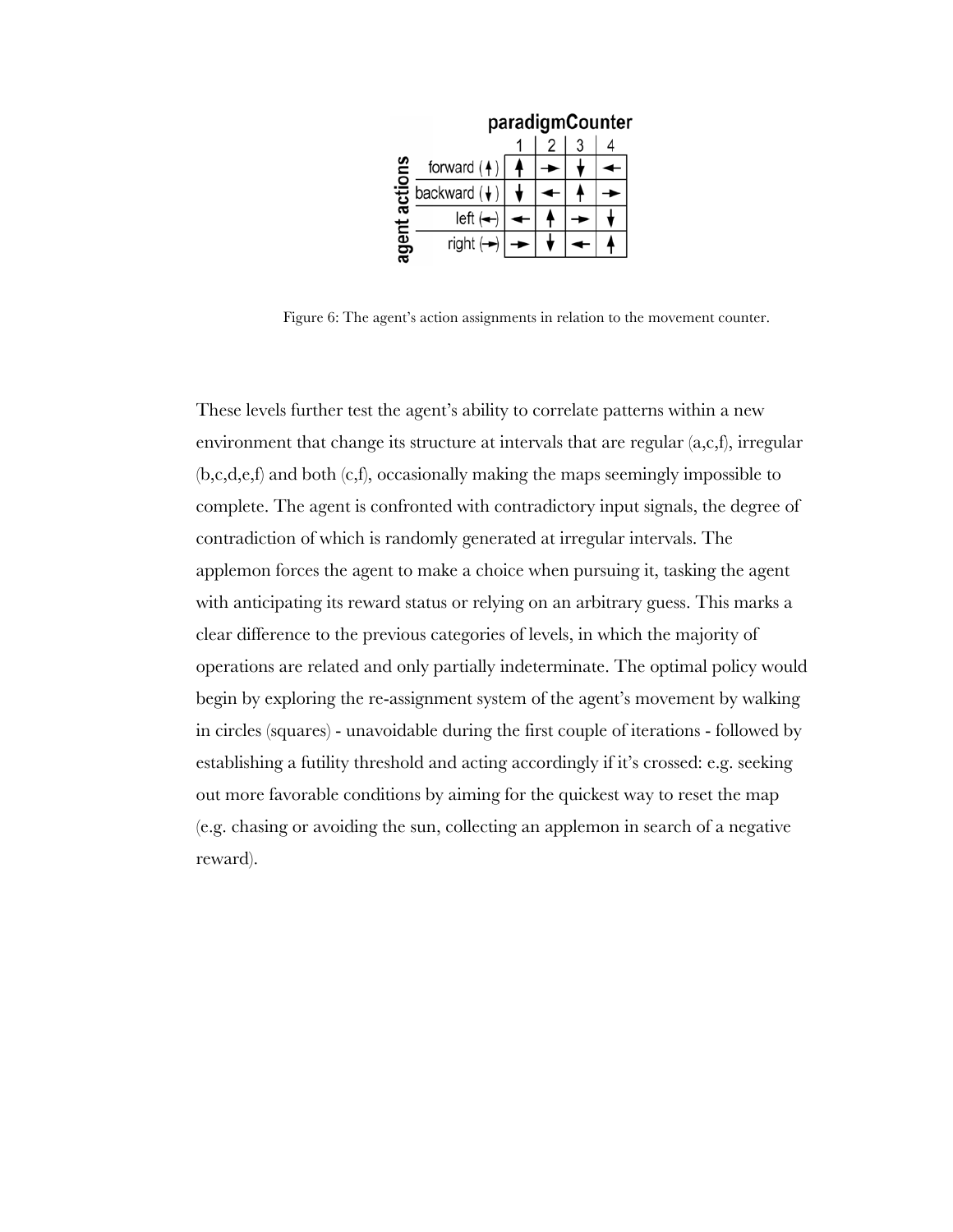|  | paradigmCounter |  |  |  |
|---|---|---|---|---|
| agent actions | 1 | 2 | 3 | 4 |
| forward (↑) | ↑ | → | ↓ | ← |
| backward (↓) | ↓ | ← | ↑ | → |
| left (←) | ← | ↑ | → | ↓ |
| right (→) | → | ↓ | ← | ↑ |

Figure 6: The agent's action assignments in relation to the movement counter.

These levels further test the agent's ability to correlate patterns within a new environment that change its structure at intervals that are regular (a,c,f), irregular (b,c,d,e,f) and both (c,f), occasionally making the maps seemingly impossible to complete. The agent is confronted with contradictory input signals, the degree of contradiction of which is randomly generated at irregular intervals. The applemon forces the agent to make a choice when pursuing it, tasking the agent with anticipating its reward status or relying on an arbitrary guess. This marks a clear difference to the previous categories of levels, in which the majority of operations are related and only partially indeterminate. The optimal policy would begin by exploring the re-assignment system of the agent's movement by walking in circles (squares) - unavoidable during the first couple of iterations - followed by establishing a futility threshold and acting accordingly if it's crossed: e.g. seeking out more favorable conditions by aiming for the quickest way to reset the map (e.g. chasing or avoiding the sun, collecting an applemon in search of a negative reward).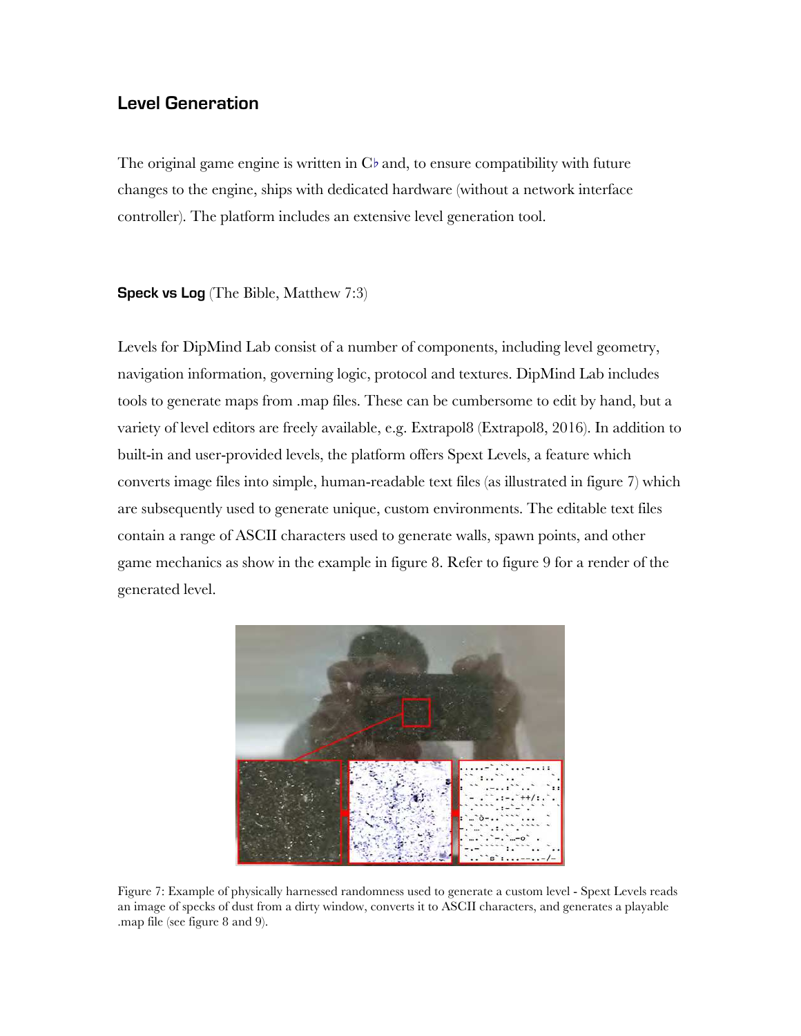## Level Generation

The original game engine is written in C♭ and, to ensure compatibility with future changes to the engine, ships with dedicated hardware (without a network interface controller). The platform includes an extensive level generation tool.

**Speck vs Log** (The Bible, Matthew 7:3)

Levels for DipMind Lab consist of a number of components, including level geometry, navigation information, governing logic, protocol and textures. DipMind Lab includes tools to generate maps from .map files. These can be cumbersome to edit by hand, but a variety of level editors are freely available, e.g. Extrapol8 (Extrapol8, 2016). In addition to built-in and user-provided levels, the platform offers Spext Levels, a feature which converts image files into simple, human-readable text files (as illustrated in figure 7) which are subsequently used to generate unique, custom environments. The editable text files contain a range of ASCII characters used to generate walls, spawn points, and other game mechanics as show in the example in figure 8. Refer to figure 9 for a render of the generated level.

Figure 7: Example of physically harnessed randomness used to generate a custom level - Spext Levels reads an image of specks of dust from a dirty window, converts it to ASCII characters, and generates a playable .map file (see figure 8 and 9).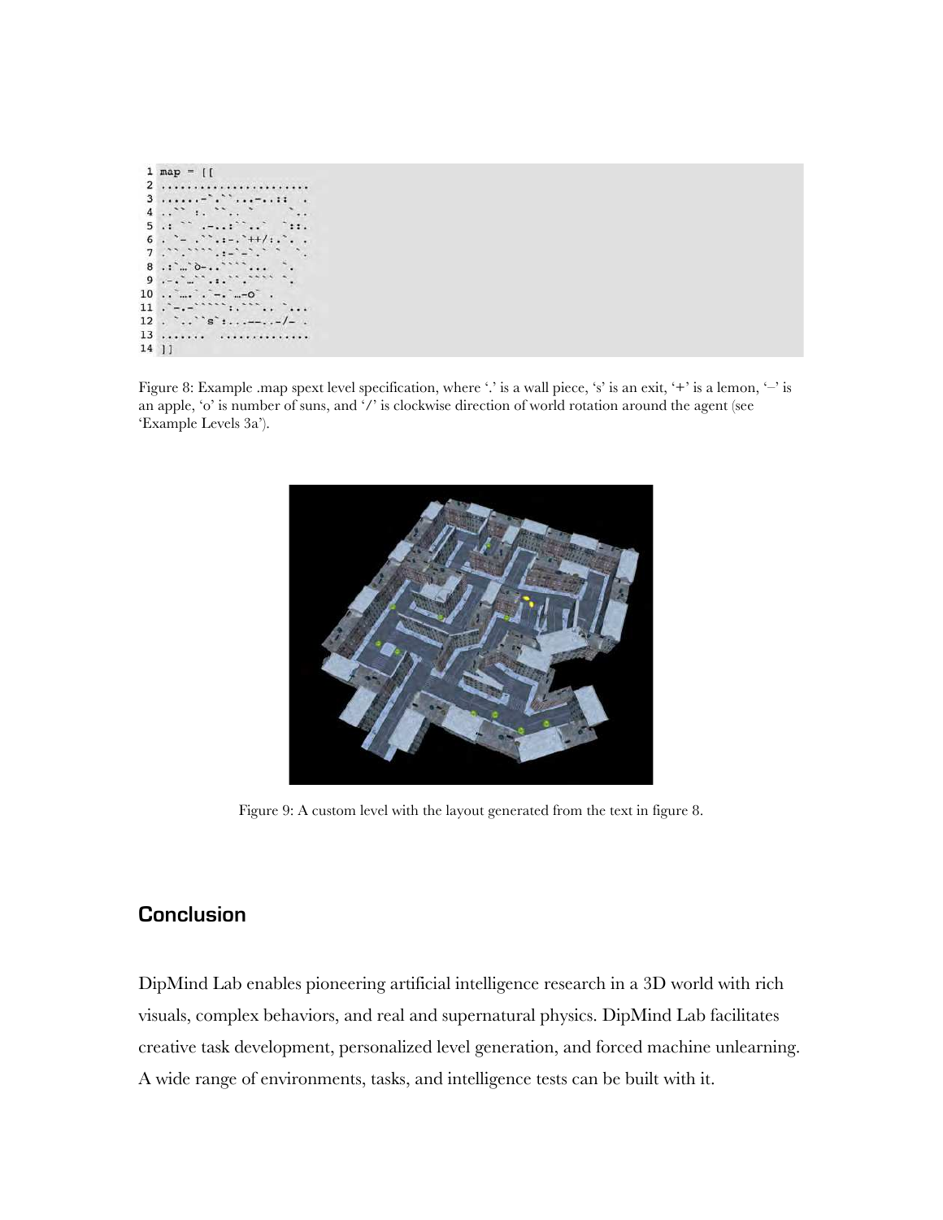```
1 map = [[
2 ......................
3 ......-`.``...-..::  .
4 ..`` :. ``.. `     `..
5 .: `` .-..:``..`  `::.
6 . `- .``.:-.`++/:.`. .
7 .``.````.:-`-`.` `  `.
8 .:`…`o-..````...  `.
9 .-.`…``.:.``.```` `.
10 ..`….`.`-.`…-o` .
11 .`-.-`````:.```.. `...
12 . `..``s`:...--..-/- .
13 .......  ..............
14 ]]
```

Figure 8: Example .map spext level specification, where '.' is a wall piece, 's' is an exit, '+' is a lemon, '–' is an apple, 'o' is number of suns, and '/' is clockwise direction of world rotation around the agent (see 'Example Levels 3a').

Figure 9: A custom level with the layout generated from the text in figure 8.

## Conclusion

DipMind Lab enables pioneering artificial intelligence research in a 3D world with rich visuals, complex behaviors, and real and supernatural physics. DipMind Lab facilitates creative task development, personalized level generation, and forced machine unlearning. A wide range of environments, tasks, and intelligence tests can be built with it.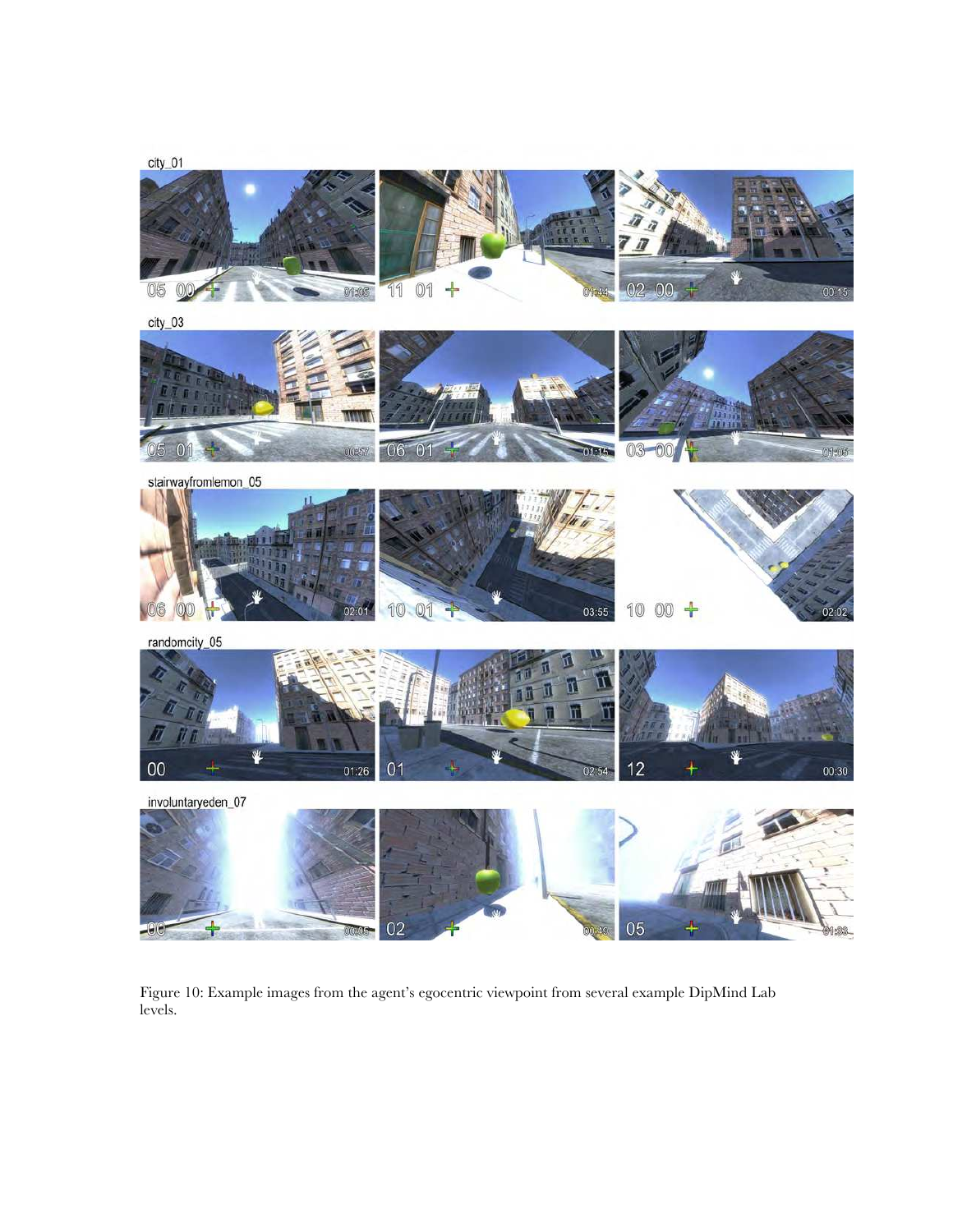city_01

city_03

stairwayfromlemon_05

randomcity_05

involuntaryeden_07

Figure 10: Example images from the agent's egocentric viewpoint from several example DipMind Lab levels.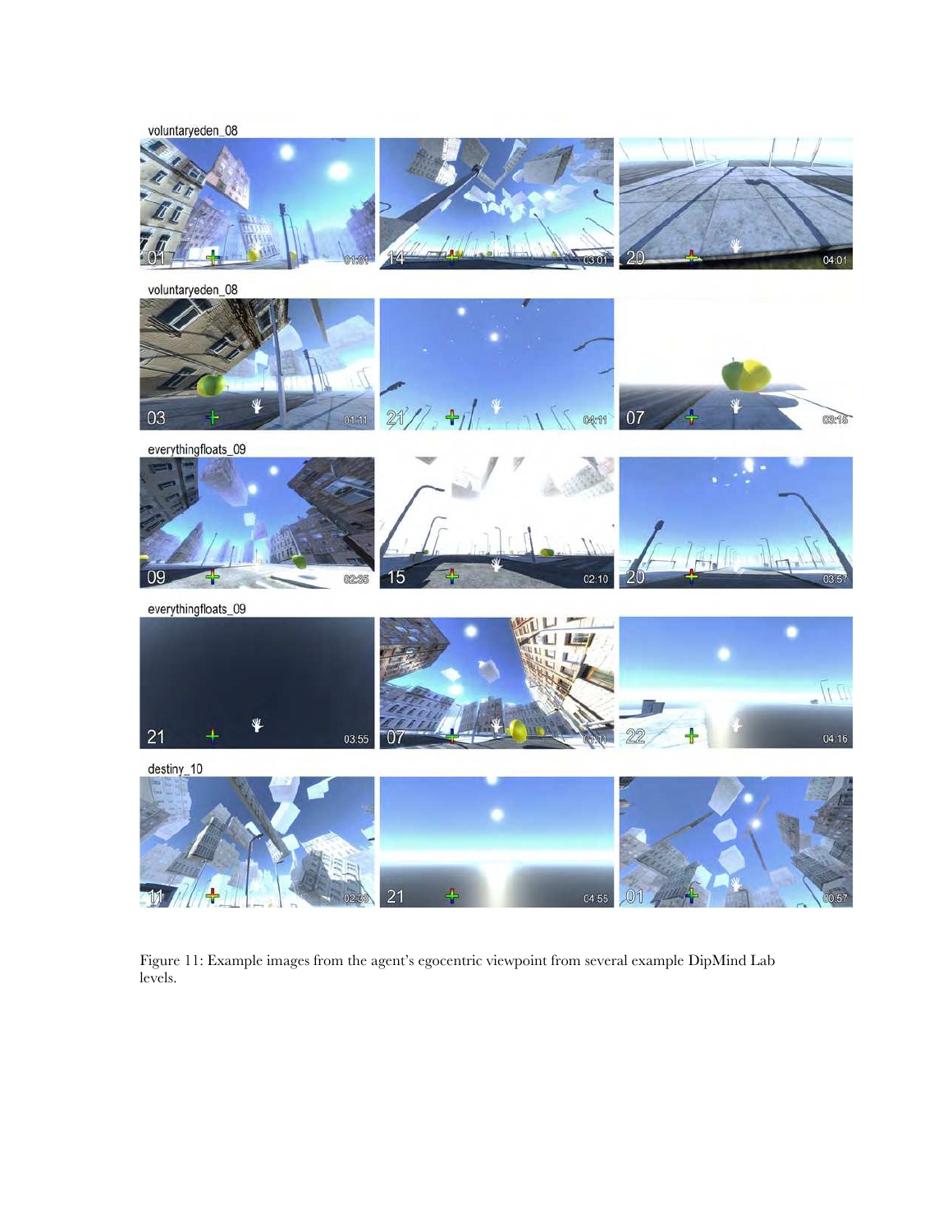Figure 11: Example images from the agent's egocentric viewpoint from several example DipMind Lab levels.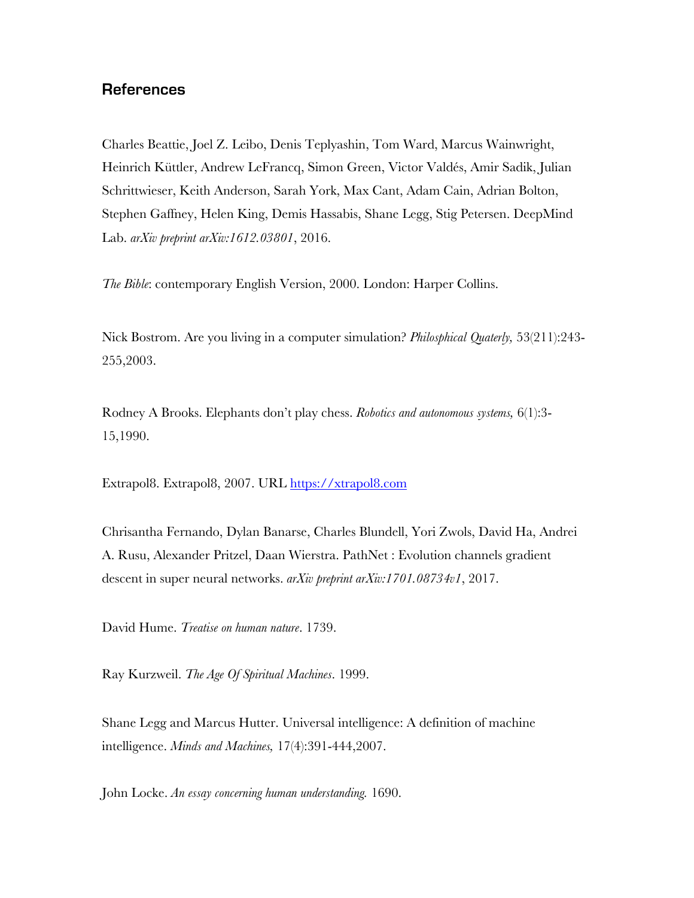## References

Charles Beattie, Joel Z. Leibo, Denis Teplyashin, Tom Ward, Marcus Wainwright, Heinrich Küttler, Andrew LeFrancq, Simon Green, Victor Valdés, Amir Sadik, Julian Schrittwieser, Keith Anderson, Sarah York, Max Cant, Adam Cain, Adrian Bolton, Stephen Gaffney, Helen King, Demis Hassabis, Shane Legg, Stig Petersen. DeepMind Lab. *arXiv preprint arXiv:1612.03801*, 2016.

*The Bible*: contemporary English Version, 2000. London: Harper Collins.

Nick Bostrom. Are you living in a computer simulation? *Philosphical Quaterly,* 53(211):243-255,2003.

Rodney A Brooks. Elephants don't play chess. *Robotics and autonomous systems,* 6(1):3-15,1990.

Extrapol8. Extrapol8, 2007. URL https://xtrapol8.com

Chrisantha Fernando, Dylan Banarse, Charles Blundell, Yori Zwols, David Ha, Andrei A. Rusu, Alexander Pritzel, Daan Wierstra. PathNet : Evolution channels gradient descent in super neural networks. *arXiv preprint arXiv:1701.08734v1*, 2017.

David Hume. *Treatise on human nature*. 1739.

Ray Kurzweil. *The Age Of Spiritual Machines*. 1999.

Shane Legg and Marcus Hutter. Universal intelligence: A definition of machine intelligence. *Minds and Machines,* 17(4):391-444,2007.

John Locke. *An essay concerning human understanding.* 1690.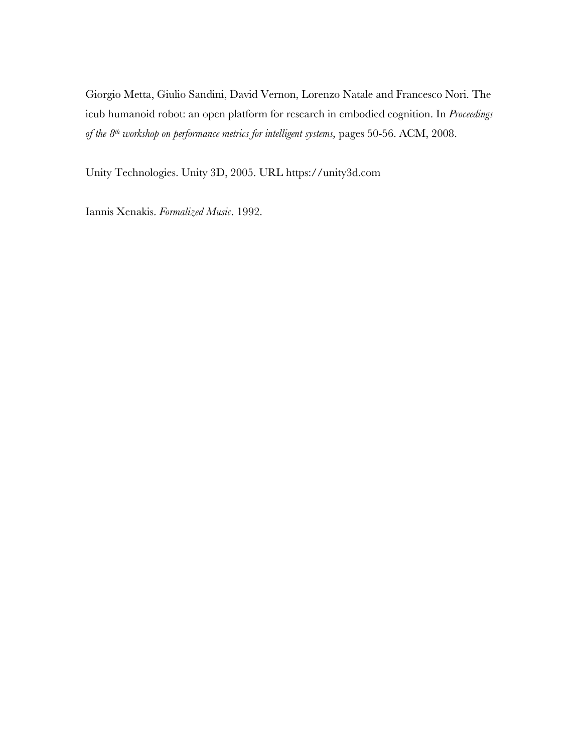Giorgio Metta, Giulio Sandini, David Vernon, Lorenzo Natale and Francesco Nori. The icub humanoid robot: an open platform for research in embodied cognition. In *Proceedings of the 8th workshop on performance metrics for intelligent systems,* pages 50-56. ACM, 2008.

Unity Technologies. Unity 3D, 2005. URL https://unity3d.com

Iannis Xenakis. *Formalized Music*. 1992.